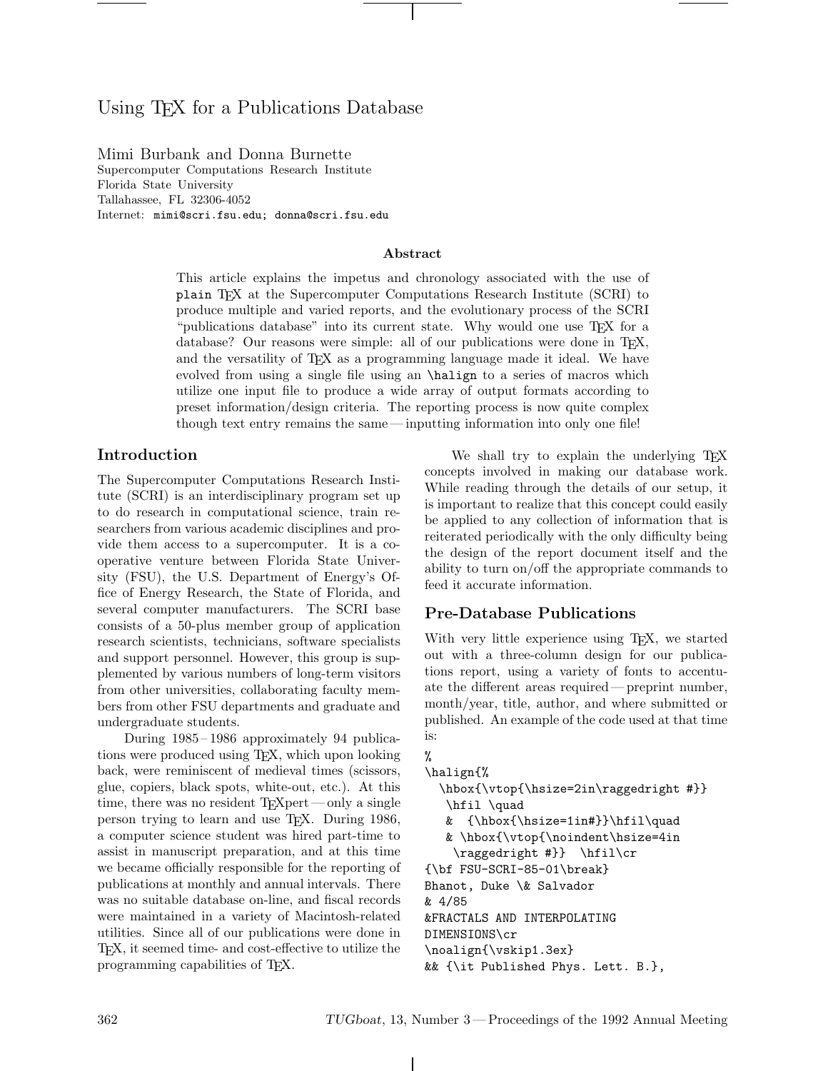# Using TEX for a Publications Database

Mimi Burbank and Donna Burnette
Supercomputer Computations Research Institute
Florida State University
Tallahassee, FL 32306-4052
Internet: `mimi@scri.fsu.edu; donna@scri.fsu.edu`

### Abstract

This article explains the impetus and chronology associated with the use of `plain` TEX at the Supercomputer Computations Research Institute (SCRI) to produce multiple and varied reports, and the evolutionary process of the SCRI "publications database" into its current state. Why would one use TEX for a database? Our reasons were simple: all of our publications were done in TEX, and the versatility of TEX as a programming language made it ideal. We have evolved from using a single file using an `\halign` to a series of macros which utilize one input file to produce a wide array of output formats according to preset information/design criteria. The reporting process is now quite complex though text entry remains the same — inputting information into only one file!

## Introduction

The Supercomputer Computations Research Institute (SCRI) is an interdisciplinary program set up to do research in computational science, train researchers from various academic disciplines and provide them access to a supercomputer. It is a cooperative venture between Florida State University (FSU), the U.S. Department of Energy's Office of Energy Research, the State of Florida, and several computer manufacturers. The SCRI base consists of a 50-plus member group of application research scientists, technicians, software specialists and support personnel. However, this group is supplemented by various numbers of long-term visitors from other universities, collaborating faculty members from other FSU departments and graduate and undergraduate students.

During 1985 – 1986 approximately 94 publications were produced using TEX, which upon looking back, were reminiscent of medieval times (scissors, glue, copiers, black spots, white-out, etc.). At this time, there was no resident TEXpert — only a single person trying to learn and use TEX. During 1986, a computer science student was hired part-time to assist in manuscript preparation, and at this time we became officially responsible for the reporting of publications at monthly and annual intervals. There was no suitable database on-line, and fiscal records were maintained in a variety of Macintosh-related utilities. Since all of our publications were done in TEX, it seemed time- and cost-effective to utilize the programming capabilities of TEX.

We shall try to explain the underlying TEX concepts involved in making our database work. While reading through the details of our setup, it is important to realize that this concept could easily be applied to any collection of information that is reiterated periodically with the only difficulty being the design of the report document itself and the ability to turn on/off the appropriate commands to feed it accurate information.

## Pre-Database Publications

With very little experience using TEX, we started out with a three-column design for our publications report, using a variety of fonts to accentuate the different areas required — preprint number, month/year, title, author, and where submitted or published. An example of the code used at that time is:

```
%
\halign{%
  \hbox{\vtop{\hsize=2in\raggedright #}}
   \hfil \quad
   &  {\hbox{\hsize=1in#}}\hfil\quad
   & \hbox{\vtop{\noindent\hsize=4in
    \raggedright #}}  \hfil\cr
{\bf FSU-SCRI-85-01\break}
Bhanot, Duke \& Salvador
& 4/85
&FRACTALS AND INTERPOLATING
DIMENSIONS\cr
\noalign{\vskip1.3ex}
&& {\it Published Phys. Lett. B.},
```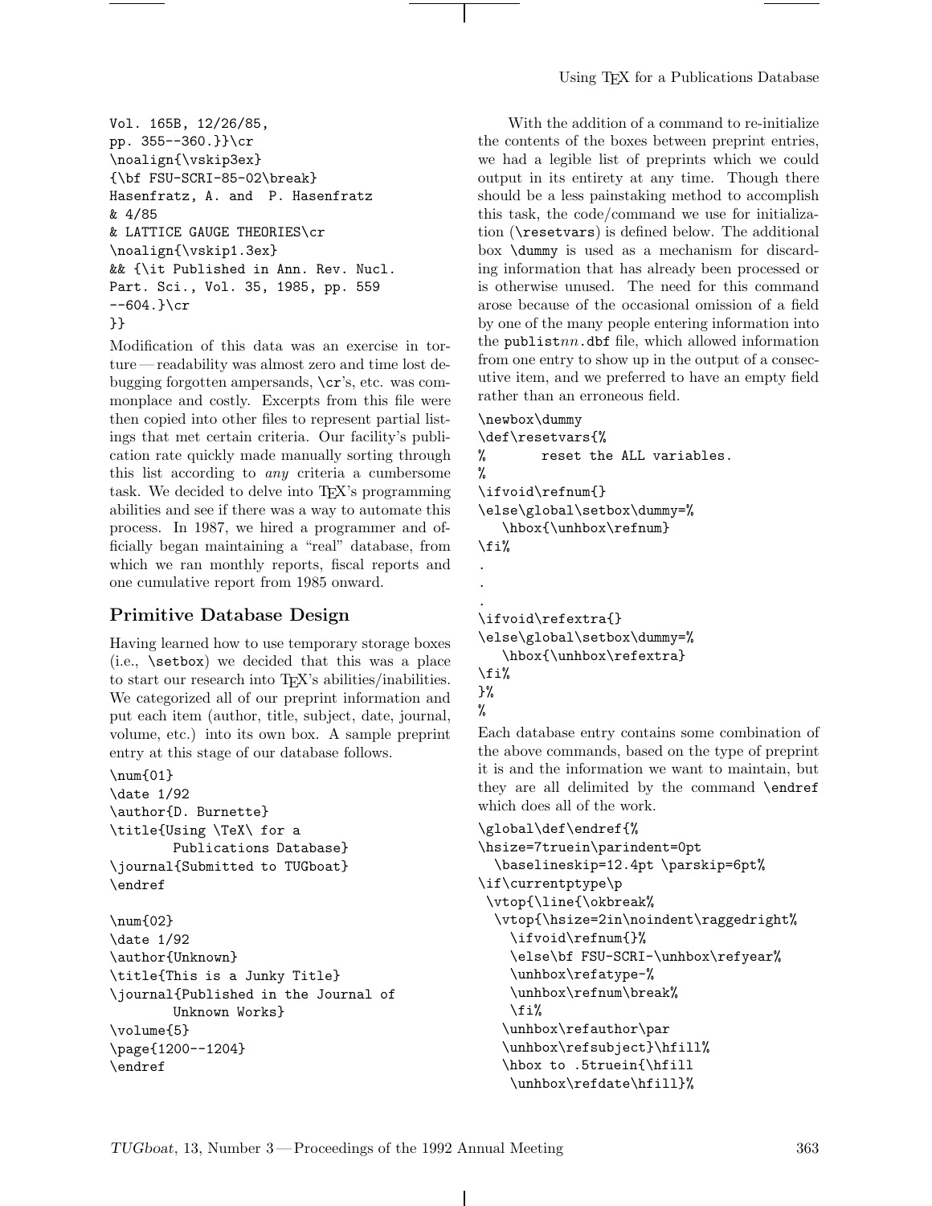```
Vol. 165B, 12/26/85,
pp. 355--360.}}\cr
\noalign{\vskip3ex}
{\bf FSU-SCRI-85-02\break}
Hasenfratz, A. and  P. Hasenfratz
& 4/85
& LATTICE GAUGE THEORIES\cr
\noalign{\vskip1.3ex}
&& {\it Published in Ann. Rev. Nucl.
Part. Sci., Vol. 35, 1985, pp. 559
--604.}\cr
}}
```

Modification of this data was an exercise in torture — readability was almost zero and time lost debugging forgotten ampersands, `\cr`'s, etc. was commonplace and costly. Excerpts from this file were then copied into other files to represent partial listings that met certain criteria. Our facility's publication rate quickly made manually sorting through this list according to *any* criteria a cumbersome task. We decided to delve into TeX's programming abilities and see if there was a way to automate this process. In 1987, we hired a programmer and officially began maintaining a "real" database, from which we ran monthly reports, fiscal reports and one cumulative report from 1985 onward.

## Primitive Database Design

Having learned how to use temporary storage boxes (i.e., `\setbox`) we decided that this was a place to start our research into TeX's abilities/inabilities. We categorized all of our preprint information and put each item (author, title, subject, date, journal, volume, etc.) into its own box. A sample preprint entry at this stage of our database follows.

```
\num{01}
\date 1/92
\author{D. Burnette}
\title{Using \TeX\ for a
        Publications Database}
\journal{Submitted to TUGboat}
\endref

\num{02}
\date 1/92
\author{Unknown}
\title{This is a Junky Title}
\journal{Published in the Journal of
        Unknown Works}
\volume{5}
\page{1200--1204}
\endref
```

With the addition of a command to re-initialize the contents of the boxes between preprint entries, we had a legible list of preprints which we could output in its entirety at any time. Though there should be a less painstaking method to accomplish this task, the code/command we use for initialization (`\resetvars`) is defined below. The additional box `\dummy` is used as a mechanism for discarding information that has already been processed or is otherwise unused. The need for this command arose because of the occasional omission of a field by one of the many people entering information into the publist*nn*.dbf file, which allowed information from one entry to show up in the output of a consecutive item, and we preferred to have an empty field rather than an erroneous field.

```
\newbox\dummy
\def\resetvars{%
%        reset the ALL variables.
%
\ifvoid\refnum{}
\else\global\setbox\dummy=%
   \hbox{\unhbox\refnum}
\fi%
.
.
.
\ifvoid\refextra{}
\else\global\setbox\dummy=%
   \hbox{\unhbox\refextra}
\fi%
}%
%
```

Each database entry contains some combination of the above commands, based on the type of preprint it is and the information we want to maintain, but they are all delimited by the command `\endref` which does all of the work.

```
\global\def\endref{%
\hsize=7truein\parindent=0pt
  \baselineskip=12.4pt \parskip=6pt%
\if\currentptype\p
 \vtop{\line{\okbreak%
  \vtop{\hsize=2in\noindent\raggedright%
    \ifvoid\refnum{}%
    \else\bf FSU-SCRI-\unhbox\refyear%
    \unhbox\refatype-%
    \unhbox\refnum\break%
    \fi%
   \unhbox\refauthor\par
   \unhbox\refsubject}\hfill%
   \hbox to .5truein{\hfill
    \unhbox\refdate\hfill}%
```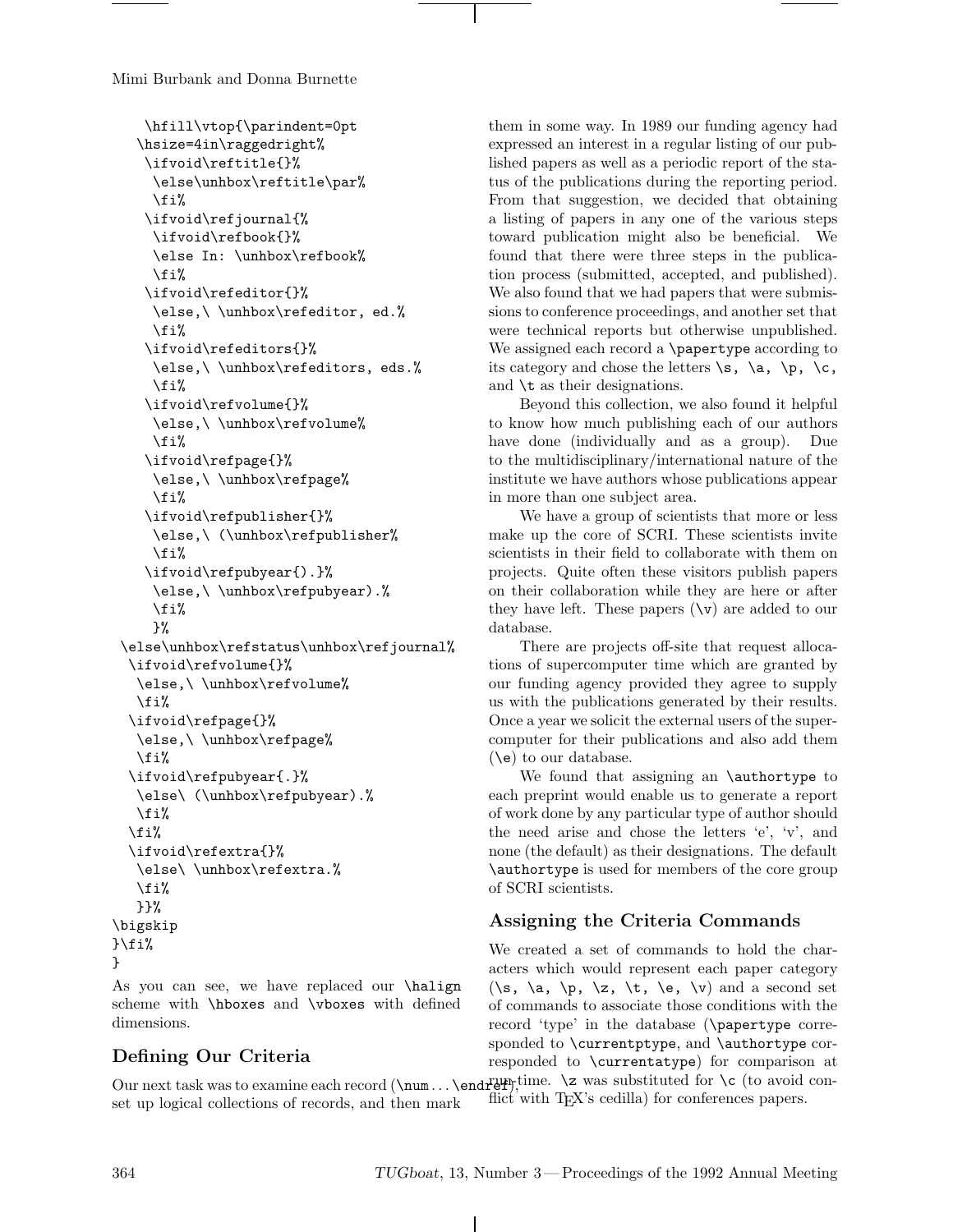```
    \hfill\vtop{\parindent=0pt
   \hsize=4in\raggedright%
    \ifvoid\reftitle{}%
     \else\unhbox\reftitle\par%
     \fi%
    \ifvoid\refjournal{%
     \ifvoid\refbook{}%
     \else In: \unhbox\refbook%
     \fi%
    \ifvoid\refeditor{}%
     \else,\ \unhbox\refeditor, ed.%
     \fi%
    \ifvoid\refeditors{}%
     \else,\ \unhbox\refeditors, eds.%
     \fi%
    \ifvoid\refvolume{}%
     \else,\ \unhbox\refvolume%
     \fi%
    \ifvoid\refpage{}%
     \else,\ \unhbox\refpage%
     \fi%
    \ifvoid\refpublisher{}%
     \else,\ (\unhbox\refpublisher%
     \fi%
    \ifvoid\refpubyear{).}%
     \else,\ \unhbox\refpubyear).%
     \fi%
     }%
 \else\unhbox\refstatus\unhbox\refjournal%
  \ifvoid\refvolume{}%
   \else,\ \unhbox\refvolume%
   \fi%
  \ifvoid\refpage{}%
   \else,\ \unhbox\refpage%
   \fi%
  \ifvoid\refpubyear{.}%
   \else\ (\unhbox\refpubyear).%
   \fi%
  \fi%
  \ifvoid\refextra{}%
   \else\ \unhbox\refextra.%
   \fi%
   }}%
\bigskip
}\fi%
}
```

As you can see, we have replaced our `\halign` scheme with `\hbox`es and `\vbox`es with defined dimensions.

## Defining Our Criteria

Our next task was to examine each record (`\num`...`\endref`), set up logical collections of records, and then mark them in some way. In 1989 our funding agency had expressed an interest in a regular listing of our published papers as well as a periodic report of the status of the publications during the reporting period. From that suggestion, we decided that obtaining a listing of papers in any one of the various steps toward publication might also be beneficial. We found that there were three steps in the publication process (submitted, accepted, and published). We also found that we had papers that were submissions to conference proceedings, and another set that were technical reports but otherwise unpublished. We assigned each record a `\papertype` according to its category and chose the letters `\s`, `\a`, `\p`, `\c`, and `\t` as their designations.

Beyond this collection, we also found it helpful to know how much publishing each of our authors have done (individually and as a group). Due to the multidisciplinary/international nature of the institute we have authors whose publications appear in more than one subject area.

We have a group of scientists that more or less make up the core of SCRI. These scientists invite scientists in their field to collaborate with them on projects. Quite often these visitors publish papers on their collaboration while they are here or after they have left. These papers (`\v`) are added to our database.

There are projects off-site that request allocations of supercomputer time which are granted by our funding agency provided they agree to supply us with the publications generated by their results. Once a year we solicit the external users of the supercomputer for their publications and also add them (`\e`) to our database.

We found that assigning an `\authortype` to each preprint would enable us to generate a report of work done by any particular type of author should the need arise and chose the letters 'e', 'v', and none (the default) as their designations. The default `\authortype` is used for members of the core group of SCRI scientists.

## Assigning the Criteria Commands

We created a set of commands to hold the characters which would represent each paper category (`\s`, `\a`, `\p`, `\z`, `\t`, `\e`, `\v`) and a second set of commands to associate those conditions with the record 'type' in the database (`\papertype` corresponded to `\currentptype`, and `\authortype` corresponded to `\currentatype`) for comparison at run-time. `\z` was substituted for `\c` (to avoid conflict with TEX's cedilla) for conferences papers.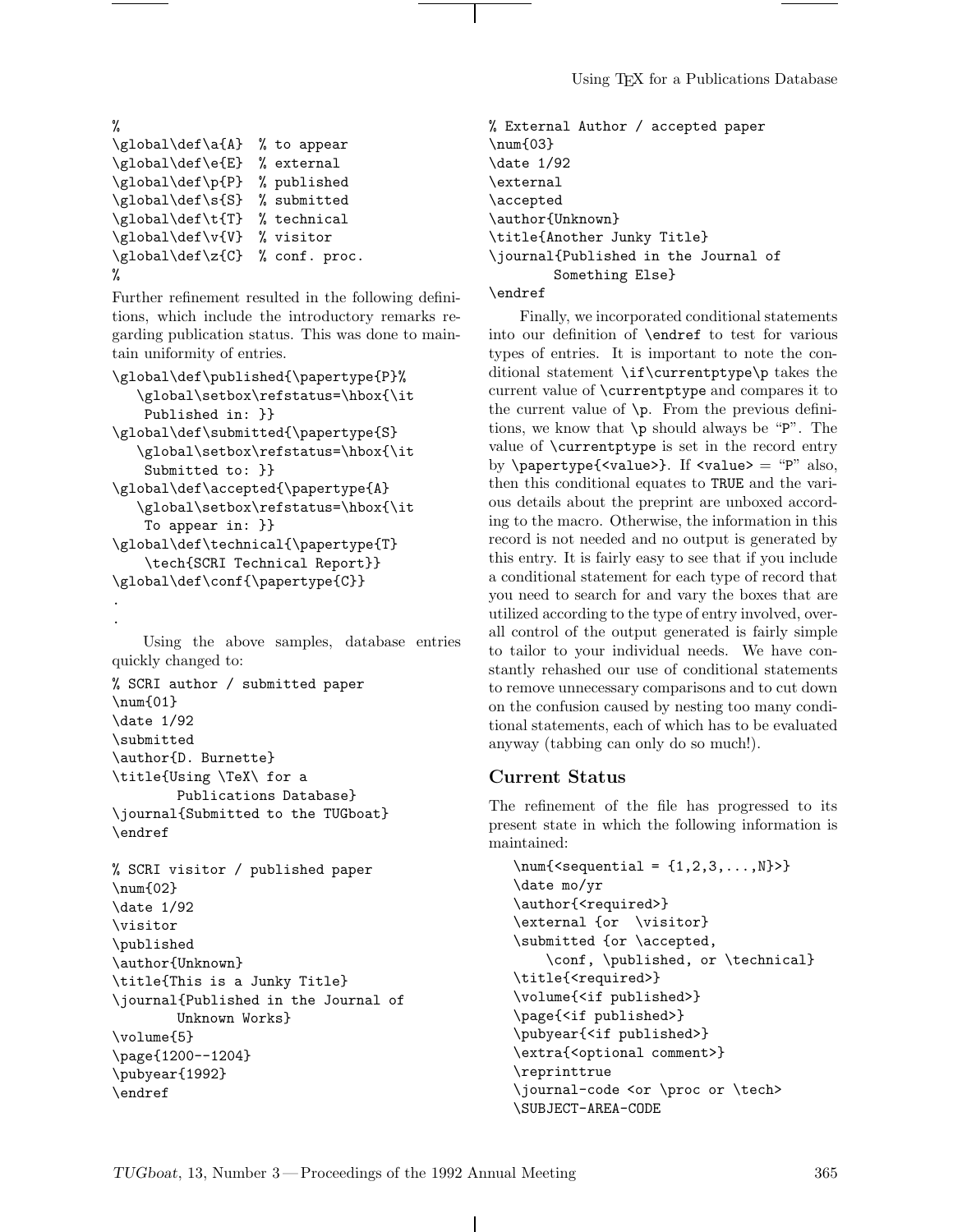```
%
\global\def\a{A}  % to appear
\global\def\e{E}  % external
\global\def\p{P}  % published
\global\def\s{S}  % submitted
\global\def\t{T}  % technical
\global\def\v{V}  % visitor
\global\def\z{C}  % conf. proc.
%
```

Further refinement resulted in the following definitions, which include the introductory remarks regarding publication status. This was done to maintain uniformity of entries.

```
\global\def\published{\papertype{P}%
   \global\setbox\refstatus=\hbox{\it
    Published in: }}
\global\def\submitted{\papertype{S}
   \global\setbox\refstatus=\hbox{\it
    Submitted to: }}
\global\def\accepted{\papertype{A}
   \global\setbox\refstatus=\hbox{\it
    To appear in: }}
\global\def\technical{\papertype{T}
    \tech{SCRI Technical Report}}
\global\def\conf{\papertype{C}}
.
.
```

Using the above samples, database entries quickly changed to:

```
% SCRI author / submitted paper
\num{01}
\date 1/92
\submitted
\author{D. Burnette}
\title{Using \TeX\ for a
        Publications Database}
\journal{Submitted to the TUGboat}
\endref

% SCRI visitor / published paper
\num{02}
\date 1/92
\visitor
\published
\author{Unknown}
\title{This is a Junky Title}
\journal{Published in the Journal of
        Unknown Works}
\volume{5}
\page{1200--1204}
\pubyear{1992}
\endref

% External Author / accepted paper
\num{03}
\date 1/92
\external
\accepted
\author{Unknown}
\title{Another Junky Title}
\journal{Published in the Journal of
        Something Else}
\endref
```

Finally, we incorporated conditional statements into our definition of `\endref` to test for various types of entries. It is important to note the conditional statement `\if\currentptype\p` takes the current value of `\currentptype` and compares it to the current value of `\p`. From the previous definitions, we know that `\p` should always be "P". The value of `\currentptype` is set in the record entry by `\papertype{<value>}`. If `<value>` = "P" also, then this conditional equates to TRUE and the various details about the preprint are unboxed according to the macro. Otherwise, the information in this record is not needed and no output is generated by this entry. It is fairly easy to see that if you include a conditional statement for each type of record that you need to search for and vary the boxes that are utilized according to the type of entry involved, overall control of the output generated is fairly simple to tailor to your individual needs. We have constantly rehashed our use of conditional statements to remove unnecessary comparisons and to cut down on the confusion caused by nesting too many conditional statements, each of which has to be evaluated anyway (tabbing can only do so much!).

## Current Status

The refinement of the file has progressed to its present state in which the following information is maintained:

```
\num{<sequential = {1,2,3,...,N}>}
\date mo/yr
\author{<required>}
\external {or  \visitor}
\submitted {or \accepted,
    \conf, \published, or \technical}
\title{<required>}
\volume{<if published>}
\page{<if published>}
\pubyear{<if published>}
\extra{<optional comment>}
\reprinttrue
\journal-code <or \proc or \tech>
\SUBJECT-AREA-CODE
```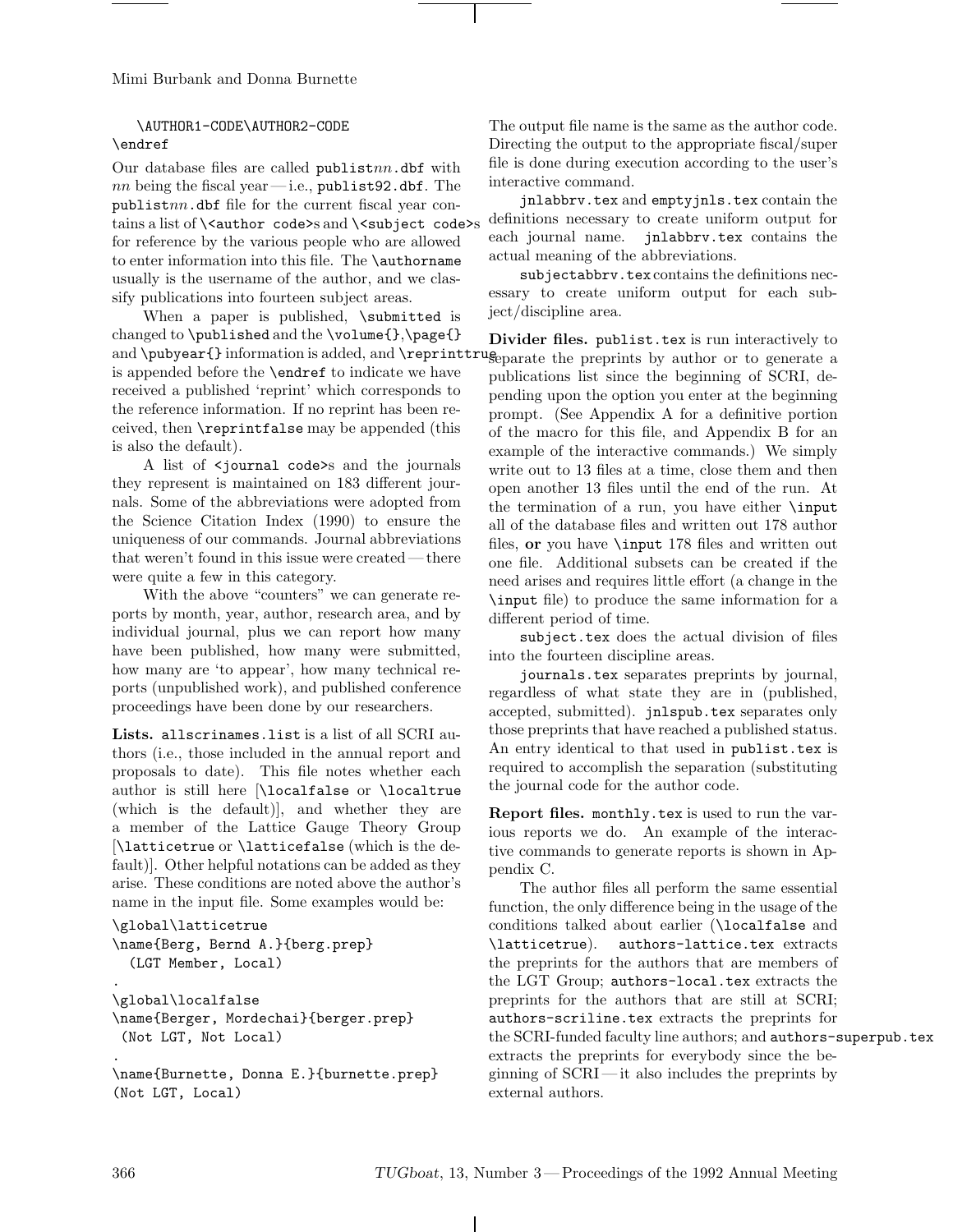```
   \AUTHOR1-CODE\AUTHOR2-CODE
\endref
```

Our database files are called `publist`*nn*`.dbf` with *nn* being the fiscal year — i.e., `publist92.dbf`. The `publist`*nn*`.dbf` file for the current fiscal year contains a list of `\<author code>`s and `\<subject code>`s for reference by the various people who are allowed to enter information into this file. The `\authorname` usually is the username of the author, and we classify publications into fourteen subject areas.

When a paper is published, `\submitted` is changed to `\published` and the `\volume{}`,`\page{}` and `\pubyear{}` information is added, and `\reprinttrue` is appended before the `\endref` to indicate we have received a published 'reprint' which corresponds to the reference information. If no reprint has been received, then `\reprintfalse` may be appended (this is also the default).

A list of `<journal code>`s and the journals they represent is maintained on 183 different journals. Some of the abbreviations were adopted from the Science Citation Index (1990) to ensure the uniqueness of our commands. Journal abbreviations that weren't found in this issue were created — there were quite a few in this category.

With the above "counters" we can generate reports by month, year, author, research area, and by individual journal, plus we can report how many have been published, how many were submitted, how many are 'to appear', how many technical reports (unpublished work), and published conference proceedings have been done by our researchers.

**Lists.** `allscrinames.list` is a list of all SCRI authors (i.e., those included in the annual report and proposals to date). This file notes whether each author is still here [`\localfalse` or `\localtrue` (which is the default)], and whether they are a member of the Lattice Gauge Theory Group [`\latticetrue` or `\latticefalse` (which is the default)]. Other helpful notations can be added as they arise. These conditions are noted above the author's name in the input file. Some examples would be:

```
\global\latticetrue
\name{Berg, Bernd A.}{berg.prep}
  (LGT Member, Local)
.
\global\localfalse
\name{Berger, Mordechai}{berger.prep}
 (Not LGT, Not Local)
.
\name{Burnette, Donna E.}{burnette.prep}
(Not LGT, Local)
```

The output file name is the same as the author code. Directing the output to the appropriate fiscal/super file is done during execution according to the user's interactive command.

`jnlabbrv.tex` and `emptyjnls.tex` contain the definitions necessary to create uniform output for each journal name. `jnlabbrv.tex` contains the actual meaning of the abbreviations.

`subjectabbrv.tex` contains the definitions necessary to create uniform output for each subject/discipline area.

**Divider files.** `publist.tex` is run interactively to separate the preprints by author or to generate a publications list since the beginning of SCRI, depending upon the option you enter at the beginning prompt. (See Appendix A for a definitive portion of the macro for this file, and Appendix B for an example of the interactive commands.) We simply write out to 13 files at a time, close them and then open another 13 files until the end of the run. At the termination of a run, you have either `\input` all of the database files and written out 178 author files, **or** you have `\input` 178 files and written out one file. Additional subsets can be created if the need arises and requires little effort (a change in the `\input` file) to produce the same information for a different period of time.

`subject.tex` does the actual division of files into the fourteen discipline areas.

`journals.tex` separates preprints by journal, regardless of what state they are in (published, accepted, submitted). `jnlspub.tex` separates only those preprints that have reached a published status. An entry identical to that used in `publist.tex` is required to accomplish the separation (substituting the journal code for the author code.

**Report files.** `monthly.tex` is used to run the various reports we do. An example of the interactive commands to generate reports is shown in Appendix C.

The author files all perform the same essential function, the only difference being in the usage of the conditions talked about earlier (`\localfalse` and `\latticetrue`). `authors-lattice.tex` extracts the preprints for the authors that are members of the LGT Group; `authors-local.tex` extracts the preprints for the authors that are still at SCRI; `authors-scriline.tex` extracts the preprints for the SCRI-funded faculty line authors; and `authors-superpub.tex` extracts the preprints for everybody since the beginning of SCRI — it also includes the preprints by external authors.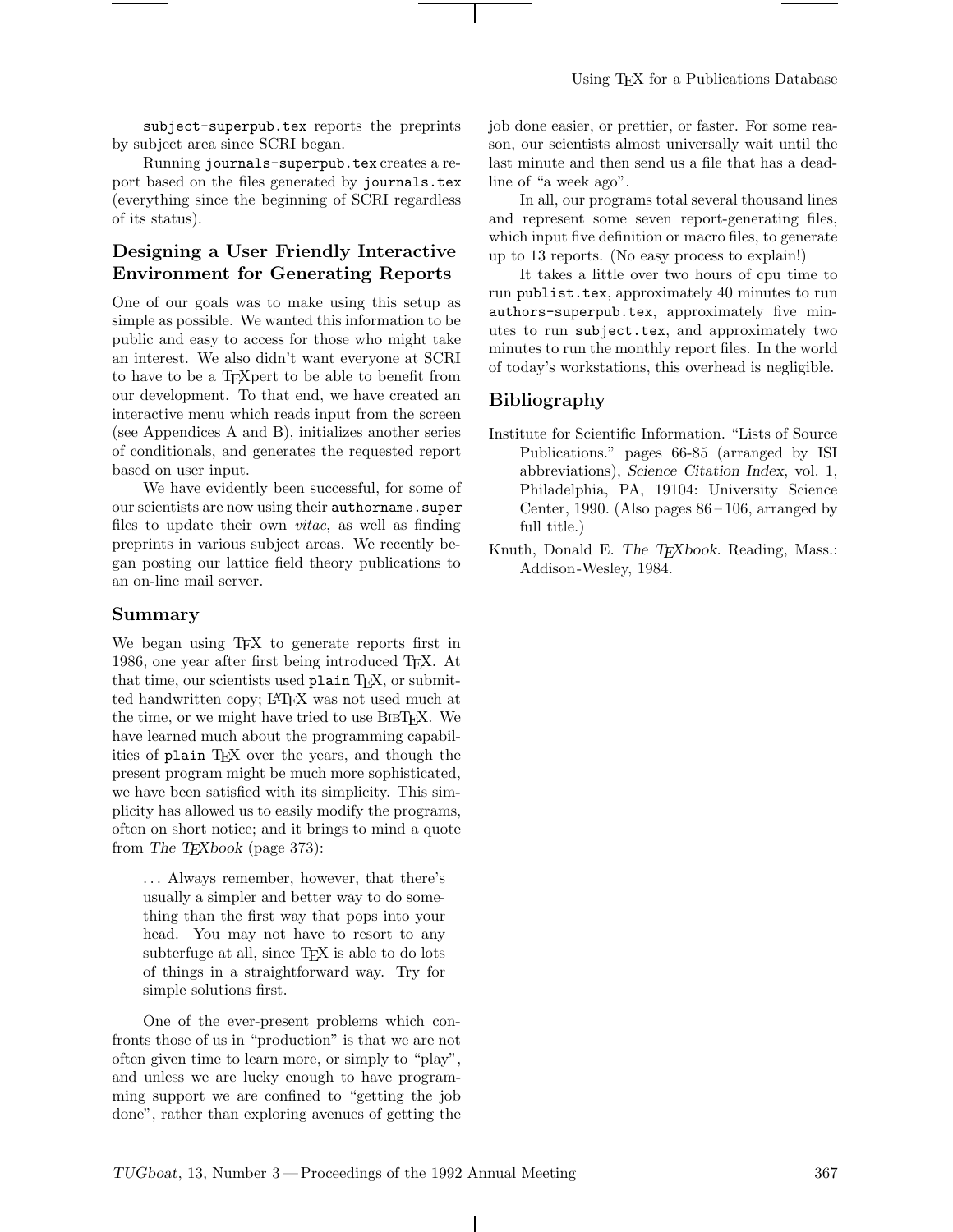`subject-superpub.tex` reports the preprints by subject area since SCRI began.

Running `journals-superpub.tex` creates a report based on the files generated by `journals.tex` (everything since the beginning of SCRI regardless of its status).

## Designing a User Friendly Interactive Environment for Generating Reports

One of our goals was to make using this setup as simple as possible. We wanted this information to be public and easy to access for those who might take an interest. We also didn't want everyone at SCRI to have to be a TeXpert to be able to benefit from our development. To that end, we have created an interactive menu which reads input from the screen (see Appendices A and B), initializes another series of conditionals, and generates the requested report based on user input.

We have evidently been successful, for some of our scientists are now using their `authorname.super` files to update their own *vitae*, as well as finding preprints in various subject areas. We recently began posting our lattice field theory publications to an on-line mail server.

## Summary

We began using TeX to generate reports first in 1986, one year after first being introduced TeX. At that time, our scientists used `plain` TeX, or submitted handwritten copy; LaTeX was not used much at the time, or we might have tried to use BibTeX. We have learned much about the programming capabilities of `plain` TeX over the years, and though the present program might be much more sophisticated, we have been satisfied with its simplicity. This simplicity has allowed us to easily modify the programs, often on short notice; and it brings to mind a quote from *The TeXbook* (page 373):

> ... Always remember, however, that there's usually a simpler and better way to do something than the first way that pops into your head. You may not have to resort to any subterfuge at all, since TeX is able to do lots of things in a straightforward way. Try for simple solutions first.

One of the ever-present problems which confronts those of us in "production" is that we are not often given time to learn more, or simply to "play", and unless we are lucky enough to have programming support we are confined to "getting the job done", rather than exploring avenues of getting the job done easier, or prettier, or faster. For some reason, our scientists almost universally wait until the last minute and then send us a file that has a deadline of "a week ago".

In all, our programs total several thousand lines and represent some seven report-generating files, which input five definition or macro files, to generate up to 13 reports. (No easy process to explain!)

It takes a little over two hours of cpu time to run `publist.tex`, approximately 40 minutes to run `authors-superpub.tex`, approximately five minutes to run `subject.tex`, and approximately two minutes to run the monthly report files. In the world of today's workstations, this overhead is negligible.

## Bibliography

Institute for Scientific Information. "Lists of Source Publications." pages 66-85 (arranged by ISI abbreviations), *Science Citation Index*, vol. 1, Philadelphia, PA, 19104: University Science Center, 1990. (Also pages 86 – 106, arranged by full title.)

Knuth, Donald E. *The TeXbook*. Reading, Mass.: Addison-Wesley, 1984.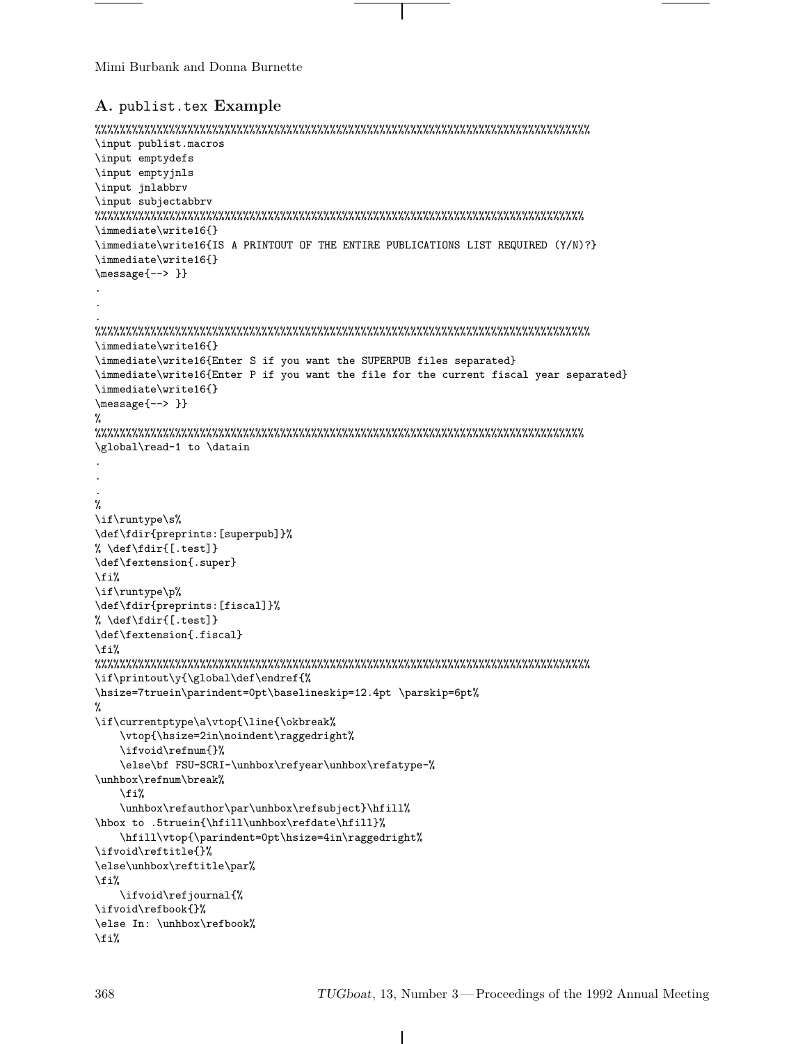## A. publist.tex Example

```
%%%%%%%%%%%%%%%%%%%%%%%%%%%%%%%%%%%%%%%%%%%%%%%%%%%%%%%%%%%%%%%%%%%%%%%%%%%%%%%%%%%%%%%%%%%%%%%%%%%%%
\input publist.macros
\input emptydefs
\input emptyjnls
\input jnlabbrv
\input subjectabbrv
%%%%%%%%%%%%%%%%%%%%%%%%%%%%%%%%%%%%%%%%%%%%%%%%%%%%%%%%%%%%%%%%%%%%%%%%%%%%%%%%%%%%%%%%%%%%%%%%%%%%
\immediate\write16{}
\immediate\write16{IS A PRINTOUT OF THE ENTIRE PUBLICATIONS LIST REQUIRED (Y/N)?}
\immediate\write16{}
\message{--> }}
.
.
.
%%%%%%%%%%%%%%%%%%%%%%%%%%%%%%%%%%%%%%%%%%%%%%%%%%%%%%%%%%%%%%%%%%%%%%%%%%%%%%%%%%%%%%%%%%%%%%%%%%%%%
\immediate\write16{}
\immediate\write16{Enter S if you want the SUPERPUB files separated}
\immediate\write16{Enter P if you want the file for the current fiscal year separated}
\immediate\write16{}
\message{--> }}
%
%%%%%%%%%%%%%%%%%%%%%%%%%%%%%%%%%%%%%%%%%%%%%%%%%%%%%%%%%%%%%%%%%%%%%%%%%%%%%%%%%%%%%%%%%%%%%%%%%%%%
\global\read-1 to \datain
.
.
.
%
\if\runtype\s%
\def\fdir{preprints:[superpub]}%
% \def\fdir{[.test]}
\def\fextension{.super}
\fi%
\if\runtype\p%
\def\fdir{preprints:[fiscal]}%
% \def\fdir{[.test]}
\def\fextension{.fiscal}
\fi%
%%%%%%%%%%%%%%%%%%%%%%%%%%%%%%%%%%%%%%%%%%%%%%%%%%%%%%%%%%%%%%%%%%%%%%%%%%%%%%%%%%%%%%%%%%%%%%%%%%%%%
\if\printout\y{\global\def\endref{%
\hsize=7truein\parindent=0pt\baselineskip=12.4pt \parskip=6pt%
%
\if\currentptype\a\vtop{\line{\okbreak%
    \vtop{\hsize=2in\noindent\raggedright%
    \ifvoid\refnum{}%
    \else\bf FSU-SCRI-\unhbox\refyear\unhbox\refatype-%
\unhbox\refnum\break%
    \fi%
    \unhbox\refauthor\par\unhbox\refsubject}\hfill%
\hbox to .5truein{\hfill\unhbox\refdate\hfill}%
    \hfill\vtop{\parindent=0pt\hsize=4in\raggedright%
\ifvoid\reftitle{}%
\else\unhbox\reftitle\par%
\fi%
    \ifvoid\refjournal{%
\ifvoid\refbook{}%
\else In: \unhbox\refbook%
\fi%
```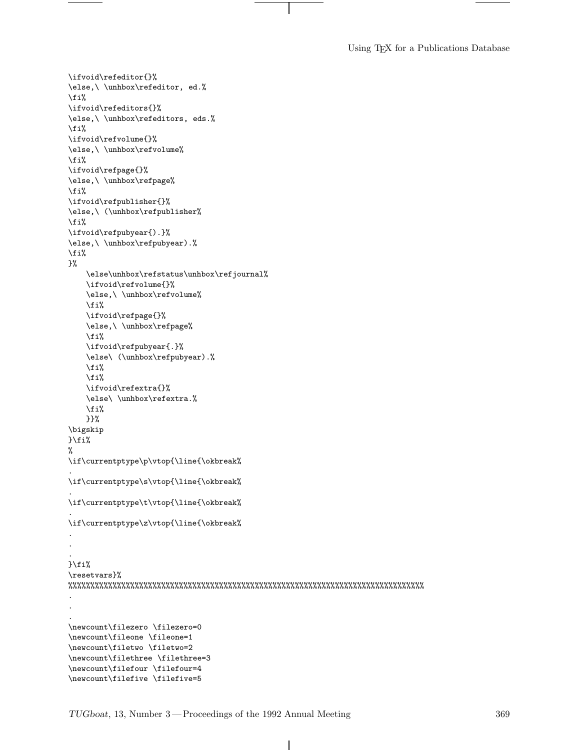```
\ifvoid\refeditor{}%
\else,\ \unhbox\refeditor, ed.%
\fi%
\ifvoid\refeditors{}%
\else,\ \unhbox\refeditors, eds.%
\fi%
\ifvoid\refvolume{}%
\else,\ \unhbox\refvolume%
\fi%
\ifvoid\refpage{}%
\else,\ \unhbox\refpage%
\fi%
\ifvoid\refpublisher{}%
\else,\ (\unhbox\refpublisher%
\fi%
\ifvoid\refpubyear{).}%
\else,\ \unhbox\refpubyear).%
\fi%
}%
    \else\unhbox\refstatus\unhbox\refjournal%
    \ifvoid\refvolume{}%
    \else,\ \unhbox\refvolume%
    \fi%
    \ifvoid\refpage{}%
    \else,\ \unhbox\refpage%
    \fi%
    \ifvoid\refpubyear{.}%
    \else\ (\unhbox\refpubyear).%
    \fi%
    \fi%
    \ifvoid\refextra{}%
    \else\ \unhbox\refextra.%
    \fi%
    }}%
\bigskip
}\fi%
%
\if\currentptype\p\vtop{\line{\okbreak%
.
\if\currentptype\s\vtop{\line{\okbreak%
.
\if\currentptype\t\vtop{\line{\okbreak%
.
\if\currentptype\z\vtop{\line{\okbreak%
.
.
.
}\fi%
\resetvars}%
%%%%%%%%%%%%%%%%%%%%%%%%%%%%%%%%%%%%%%%%%%%%%%%%%%%%%%%%%%%%%%%%%%%%%%%%%%%%%%%%
.
.
.
\newcount\filezero \filezero=0
\newcount\fileone \fileone=1
\newcount\filetwo \filetwo=2
\newcount\filethree \filethree=3
\newcount\filefour \filefour=4
\newcount\filefive \filefive=5
```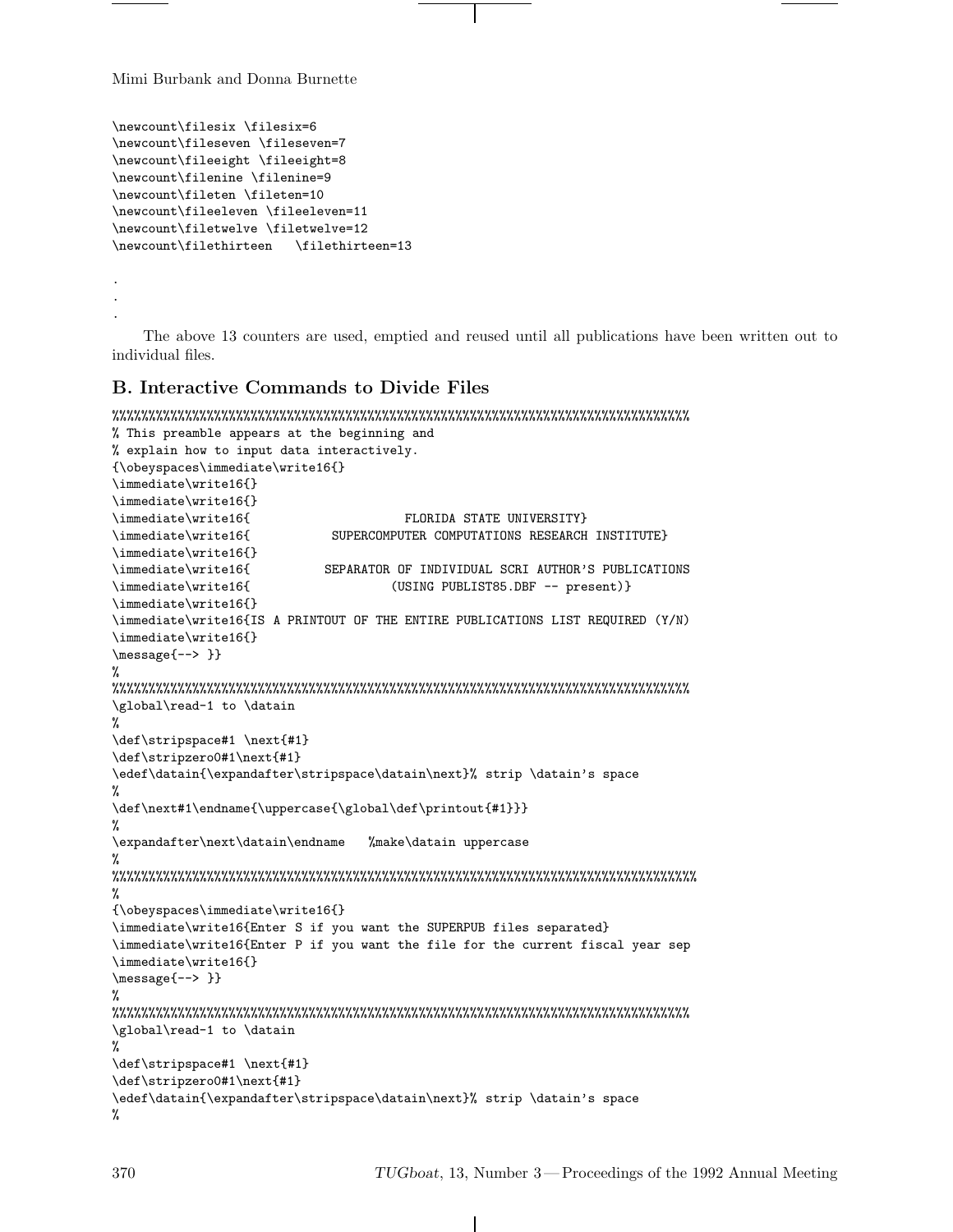```
\newcount\filesix \filesix=6
\newcount\fileseven \fileseven=7
\newcount\fileeight \fileeight=8
\newcount\filenine \filenine=9
\newcount\fileten \fileten=10
\newcount\fileeleven \fileeleven=11
\newcount\filetwelve \filetwelve=12
\newcount\filethirteen   \filethirteen=13

.
.
.
```

The above 13 counters are used, emptied and reused until all publications have been written out to individual files.

### B. Interactive Commands to Divide Files

```
%%%%%%%%%%%%%%%%%%%%%%%%%%%%%%%%%%%%%%%%%%%%%%%%%%%%%%%%%%%%%%%%%%%%%%%%%%%%%%%%
% This preamble appears at the beginning and
% explain how to input data interactively.
{\obeyspaces\immediate\write16{}
\immediate\write16{}
\immediate\write16{}
\immediate\write16{                      FLORIDA STATE UNIVERSITY}
\immediate\write16{           SUPERCOMPUTER COMPUTATIONS RESEARCH INSTITUTE}
\immediate\write16{}
\immediate\write16{          SEPARATOR OF INDIVIDUAL SCRI AUTHOR'S PUBLICATIONS
\immediate\write16{                   (USING PUBLIST85.DBF -- present)}
\immediate\write16{}
\immediate\write16{IS A PRINTOUT OF THE ENTIRE PUBLICATIONS LIST REQUIRED (Y/N)
\immediate\write16{}
\message{--> }}
%
%%%%%%%%%%%%%%%%%%%%%%%%%%%%%%%%%%%%%%%%%%%%%%%%%%%%%%%%%%%%%%%%%%%%%%%%%%%%%%%%
\global\read-1 to \datain
%
\def\stripspace#1 \next{#1}
\def\stripzero0#1\next{#1}
\edef\datain{\expandafter\stripspace\datain\next}% strip \datain's space
%
\def\next#1\endname{\uppercase{\global\def\printout{#1}}}
%
\expandafter\next\datain\endname   %make\datain uppercase
%
%%%%%%%%%%%%%%%%%%%%%%%%%%%%%%%%%%%%%%%%%%%%%%%%%%%%%%%%%%%%%%%%%%%%%%%%%%%%%%%%%
%
{\obeyspaces\immediate\write16{}
\immediate\write16{Enter S if you want the SUPERPUB files separated}
\immediate\write16{Enter P if you want the file for the current fiscal year sep
\immediate\write16{}
\message{--> }}
%
%%%%%%%%%%%%%%%%%%%%%%%%%%%%%%%%%%%%%%%%%%%%%%%%%%%%%%%%%%%%%%%%%%%%%%%%%%%%%%%%
\global\read-1 to \datain
%
\def\stripspace#1 \next{#1}
\def\stripzero0#1\next{#1}
\edef\datain{\expandafter\stripspace\datain\next}% strip \datain's space
%
```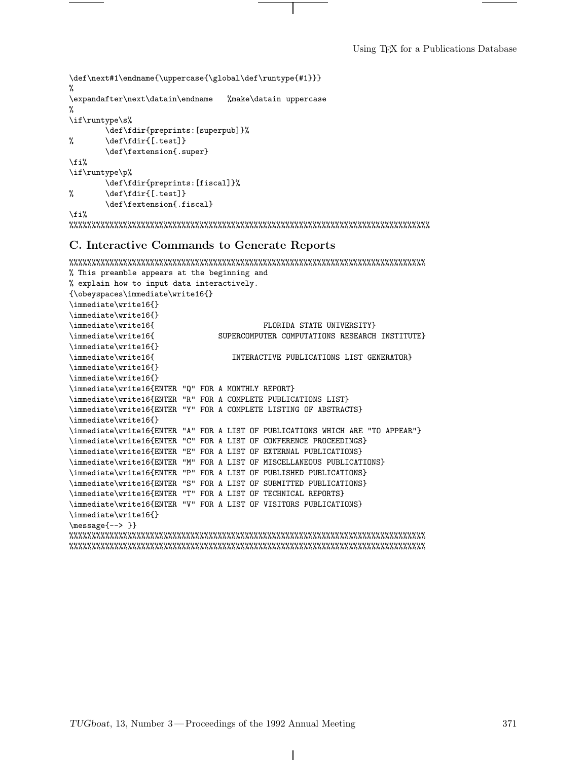```
\def\next#1\endname{\uppercase{\global\def\runtype{#1}}}
%
\expandafter\next\datain\endname   %make\datain uppercase
%
\if\runtype\s%
        \def\fdir{preprints:[superpub]}%
%       \def\fdir{[.test]}
        \def\fextension{.super}
\fi%
\if\runtype\p%
        \def\fdir{preprints:[fiscal]}%
%       \def\fdir{[.test]}
        \def\fextension{.fiscal}
\fi%
%%%%%%%%%%%%%%%%%%%%%%%%%%%%%%%%%%%%%%%%%%%%%%%%%%%%%%%%%%%%%%%%%%%%%%%%%%%%%%%%%%%
```

## C. Interactive Commands to Generate Reports

```
%%%%%%%%%%%%%%%%%%%%%%%%%%%%%%%%%%%%%%%%%%%%%%%%%%%%%%%%%%%%%%%%%%%%%%%%%%%%%%%%%%%
% This preamble appears at the beginning and
% explain how to input data interactively.
{\obeyspaces\immediate\write16{}
\immediate\write16{}
\immediate\write16{}
\immediate\write16{                        FLORIDA STATE UNIVERSITY}
\immediate\write16{              SUPERCOMPUTER COMPUTATIONS RESEARCH INSTITUTE}
\immediate\write16{}
\immediate\write16{                  INTERACTIVE PUBLICATIONS LIST GENERATOR}
\immediate\write16{}
\immediate\write16{}
\immediate\write16{ENTER "Q" FOR A MONTHLY REPORT}
\immediate\write16{ENTER "R" FOR A COMPLETE PUBLICATIONS LIST}
\immediate\write16{ENTER "Y" FOR A COMPLETE LISTING OF ABSTRACTS}
\immediate\write16{}
\immediate\write16{ENTER "A" FOR A LIST OF PUBLICATIONS WHICH ARE "TO APPEAR"}
\immediate\write16{ENTER "C" FOR A LIST OF CONFERENCE PROCEEDINGS}
\immediate\write16{ENTER "E" FOR A LIST OF EXTERNAL PUBLICATIONS}
\immediate\write16{ENTER "M" FOR A LIST OF MISCELLANEOUS PUBLICATIONS}
\immediate\write16{ENTER "P" FOR A LIST OF PUBLISHED PUBLICATIONS}
\immediate\write16{ENTER "S" FOR A LIST OF SUBMITTED PUBLICATIONS}
\immediate\write16{ENTER "T" FOR A LIST OF TECHNICAL REPORTS}
\immediate\write16{ENTER "V" FOR A LIST OF VISITORS PUBLICATIONS}
\immediate\write16{}
\message{--> }}
%%%%%%%%%%%%%%%%%%%%%%%%%%%%%%%%%%%%%%%%%%%%%%%%%%%%%%%%%%%%%%%%%%%%%%%%%%%%%%%%%%%
%%%%%%%%%%%%%%%%%%%%%%%%%%%%%%%%%%%%%%%%%%%%%%%%%%%%%%%%%%%%%%%%%%%%%%%%%%%%%%%%%%%
```